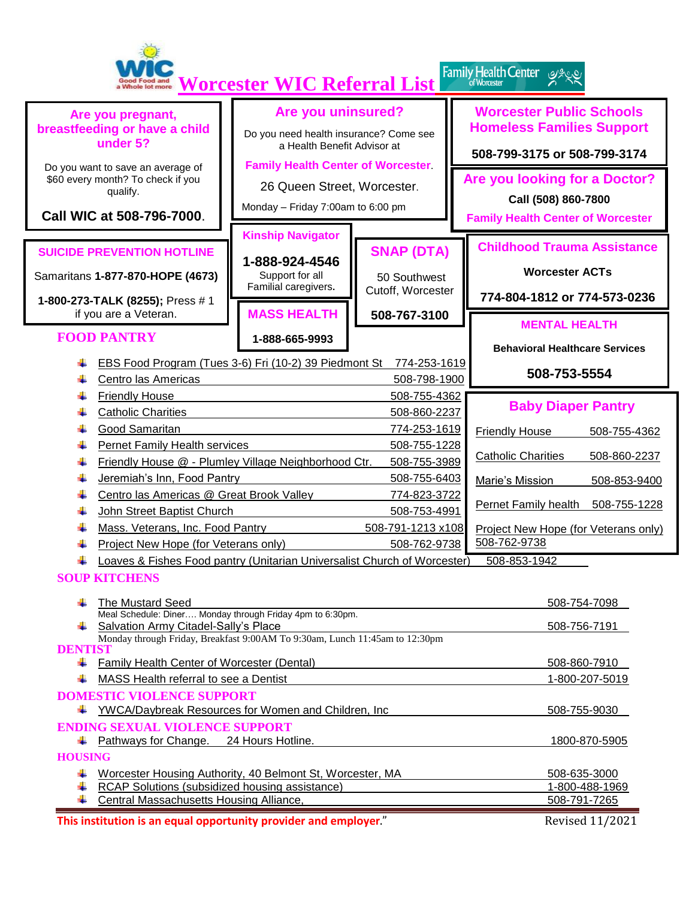# Worcester WIC Referral List

WIC — Good Food and a Whole lot more | Family Health Center of Worcester

## Are you pregnant, breastfeeding or have a child under 5?

Do you want to save an average of $60 every month? To check if you qualify.

**Call WIC at 508-796-7000.**

## Are you uninsured?

Do you need health insurance? Come see a Health Benefit Advisor at

**Family Health Center of Worcester.**

26 Queen Street, Worcester.

Monday – Friday 7:00am to 6:00 pm

## Worcester Public Schools Homeless Families Support

**508-799-3175 or 508-799-3174**

## Are you looking for a Doctor?

**Call (508) 860-7800**

**Family Health Center of Worcester**

## SUICIDE PREVENTION HOTLINE

Samaritans **1-877-870-HOPE (4673)**

**1-800-273-TALK (8255);** Press # 1 if you are a Veteran.

## Kinship Navigator

**1-888-924-4546**

Support for all Familial caregivers.

## MASS HEALTH

**1-888-665-9993**

## SNAP (DTA)

50 Southwest Cutoff, Worcester

**508-767-3100**

## Childhood Trauma Assistance

**Worcester ACTs**

**774-804-1812 or 774-573-0236**

## MENTAL HEALTH

**Behavioral Healthcare Services**

**508-753-5554**

## Baby Diaper Pantry

- Friendly House 508-755-4362
- Catholic Charities 508-860-2237
- Marie's Mission 508-853-9400
- Pernet Family health 508-755-1228
- Project New Hope (for Veterans only) 508-762-9738

## FOOD PANTRY

- EBS Food Program (Tues 3-6) Fri (10-2) 39 Piedmont St 774-253-1619
- Centro las Americas 508-798-1900
- Friendly House 508-755-4362
- Catholic Charities 508-860-2237
- Good Samaritan 774-253-1619
- Pernet Family Health services 508-755-1228
- Friendly House @ - Plumley Village Neighborhood Ctr. 508-755-3989
- Jeremiah's Inn, Food Pantry 508-755-6403
- Centro las Americas @ Great Brook Valley 774-823-3722
- John Street Baptist Church 508-753-4991
- Mass. Veterans, Inc. Food Pantry 508-791-1213 x108
- Project New Hope (for Veterans only) 508-762-9738
- Loaves & Fishes Food pantry (Unitarian Universalist Church of Worcester) 508-853-1942

## SOUP KITCHENS

- The Mustard Seed 508-754-7098
  Meal Schedule: Diner…. Monday through Friday 4pm to 6:30pm.
- Salvation Army Citadel-Sally's Place 508-756-7191
  Monday through Friday, Breakfast 9:00AM To 9:30am, Lunch 11:45am to 12:30pm

## DENTIST

- Family Health Center of Worcester (Dental) 508-860-7910
- MASS Health referral to see a Dentist 1-800-207-5019

## DOMESTIC VIOLENCE SUPPORT

- YWCA/Daybreak Resources for Women and Children, Inc 508-755-9030

## ENDING SEXUAL VIOLENCE SUPPORT

- Pathways for Change. 24 Hours Hotline. 1800-870-5905

## HOUSING

- Worcester Housing Authority, 40 Belmont St, Worcester, MA 508-635-3000
- RCAP Solutions (subsidized housing assistance) 1-800-488-1969
- Central Massachusetts Housing Alliance, 508-791-7265

This institution is an equal opportunity provider and employer."

Revised 11/2021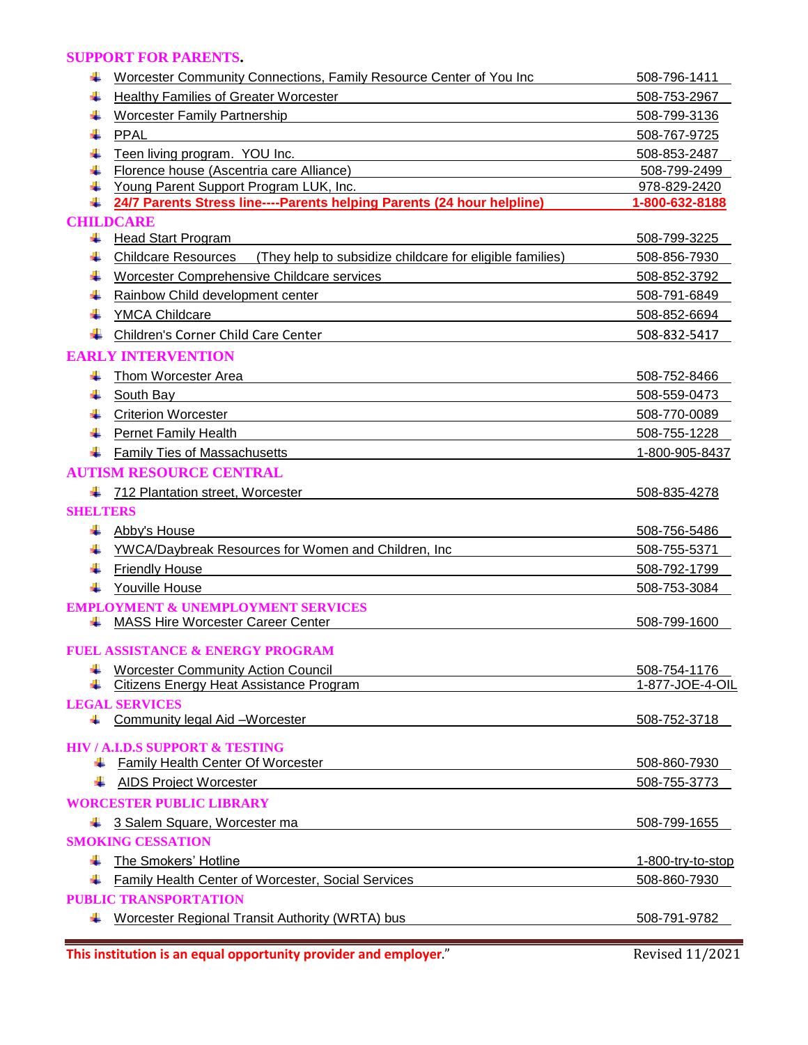## SUPPORT FOR PARENTS.

- Worcester Community Connections, Family Resource Center of You Inc — 508-796-1411
- Healthy Families of Greater Worcester — 508-753-2967
- Worcester Family Partnership — 508-799-3136
- PPAL — 508-767-9725
- Teen living program. YOU Inc. — 508-853-2487
- Florence house (Ascentria care Alliance) — 508-799-2499
- Young Parent Support Program LUK, Inc. — 978-829-2420
- **24/7 Parents Stress line----Parents helping Parents (24 hour helpline) — 1-800-632-8188**

## CHILDCARE

- Head Start Program — 508-799-3225
- Childcare Resources (They help to subsidize childcare for eligible families) — 508-856-7930
- Worcester Comprehensive Childcare services — 508-852-3792
- Rainbow Child development center — 508-791-6849
- YMCA Childcare — 508-852-6694
- Children's Corner Child Care Center — 508-832-5417

## EARLY INTERVENTION

- Thom Worcester Area — 508-752-8466
- South Bay — 508-559-0473
- Criterion Worcester — 508-770-0089
- Pernet Family Health — 508-755-1228
- Family Ties of Massachusetts — 1-800-905-8437

## AUTISM RESOURCE CENTRAL

- 712 Plantation street, Worcester — 508-835-4278

## SHELTERS

- Abby's House — 508-756-5486
- YWCA/Daybreak Resources for Women and Children, Inc — 508-755-5371
- Friendly House — 508-792-1799
- Youville House — 508-753-3084

## EMPLOYMENT & UNEMPLOYMENT SERVICES

- MASS Hire Worcester Career Center — 508-799-1600

## FUEL ASSISTANCE & ENERGY PROGRAM

- Worcester Community Action Council — 508-754-1176
- Citizens Energy Heat Assistance Program — 1-877-JOE-4-OIL

## LEGAL SERVICES

- Community legal Aid –Worcester — 508-752-3718

## HIV / A.I.D.S SUPPORT & TESTING

- Family Health Center Of Worcester — 508-860-7930
- AIDS Project Worcester — 508-755-3773

## WORCESTER PUBLIC LIBRARY

- 3 Salem Square, Worcester ma — 508-799-1655

## SMOKING CESSATION

- The Smokers' Hotline — 1-800-try-to-stop
- Family Health Center of Worcester, Social Services — 508-860-7930

## PUBLIC TRANSPORTATION

- Worcester Regional Transit Authority (WRTA) bus — 508-791-9782

**This institution is an equal opportunity provider and employer**."

Revised 11/2021